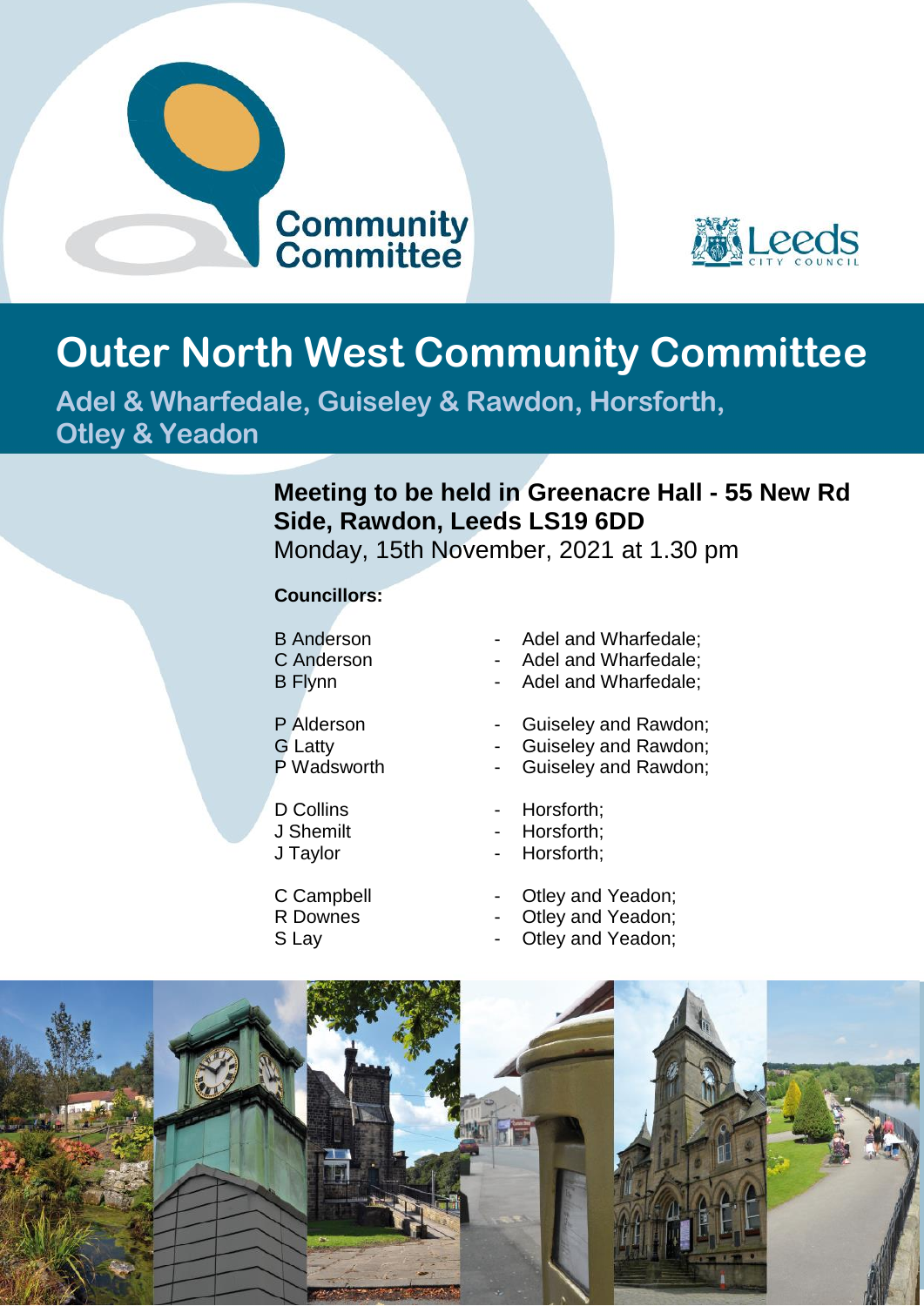Community Committee

Leeds City Council

# Outer North West Community Committee

## Adel & Wharfedale, Guiseley & Rawdon, Horsforth, Otley & Yeadon

**Meeting to be held in Greenacre Hall - 55 New Rd Side, Rawdon, Leeds LS19 6DD**

Monday, 15th November, 2021 at 1.30 pm

**Councillors:**

B Anderson - Adel and Wharfedale;
C Anderson - Adel and Wharfedale;
B Flynn - Adel and Wharfedale;

P Alderson - Guiseley and Rawdon;
G Latty - Guiseley and Rawdon;
P Wadsworth - Guiseley and Rawdon;

D Collins - Horsforth;
J Shemilt - Horsforth;
J Taylor - Horsforth;

C Campbell - Otley and Yeadon;
R Downes - Otley and Yeadon;
S Lay - Otley and Yeadon;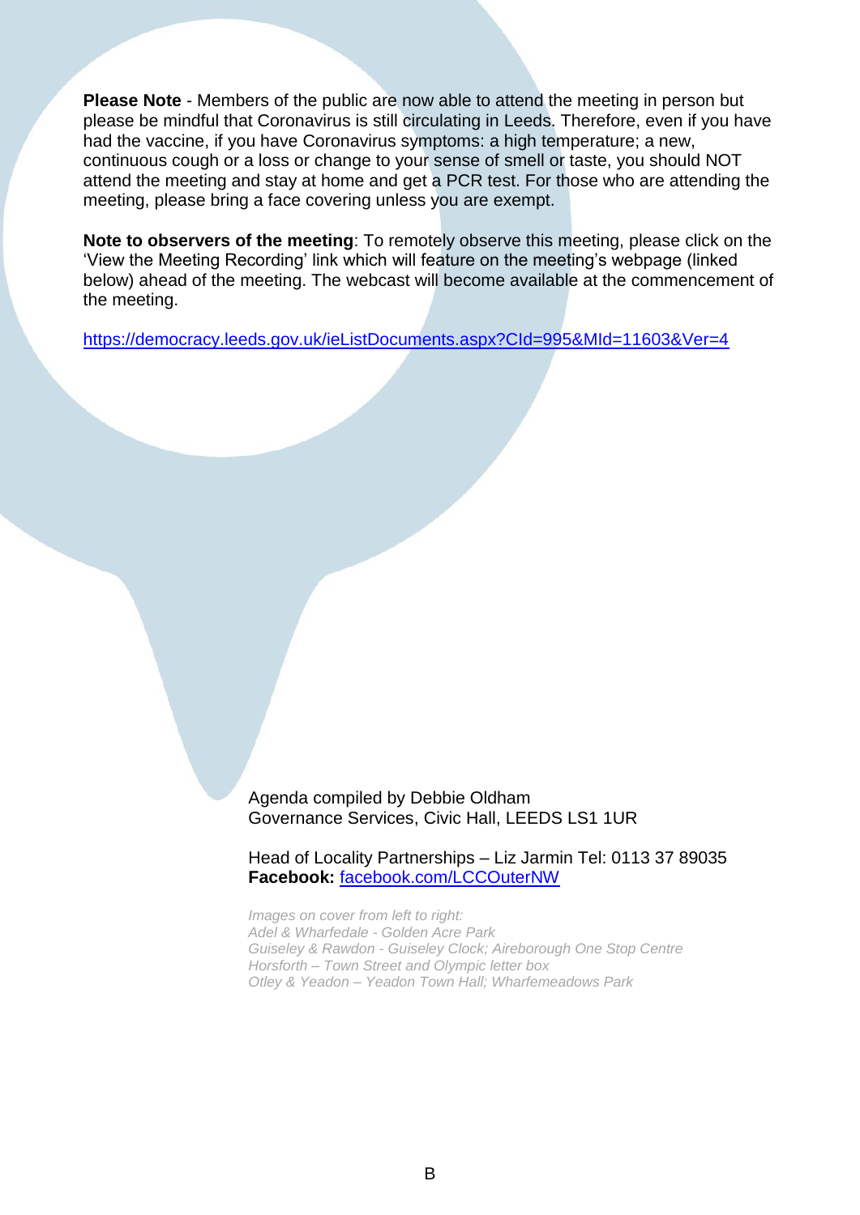**Please Note** - Members of the public are now able to attend the meeting in person but please be mindful that Coronavirus is still circulating in Leeds. Therefore, even if you have had the vaccine, if you have Coronavirus symptoms: a high temperature; a new, continuous cough or a loss or change to your sense of smell or taste, you should NOT attend the meeting and stay at home and get a PCR test. For those who are attending the meeting, please bring a face covering unless you are exempt.

**Note to observers of the meeting**: To remotely observe this meeting, please click on the 'View the Meeting Recording' link which will feature on the meeting's webpage (linked below) ahead of the meeting. The webcast will become available at the commencement of the meeting.

https://democracy.leeds.gov.uk/ieListDocuments.aspx?CId=995&MId=11603&Ver=4

Agenda compiled by Debbie Oldham
Governance Services, Civic Hall, LEEDS LS1 1UR

Head of Locality Partnerships – Liz Jarmin Tel: 0113 37 89035
**Facebook:** facebook.com/LCCOuterNW

*Images on cover from left to right:*
*Adel & Wharfedale - Golden Acre Park*
*Guiseley & Rawdon - Guiseley Clock; Aireborough One Stop Centre*
*Horsforth – Town Street and Olympic letter box*
*Otley & Yeadon – Yeadon Town Hall; Wharfemeadows Park*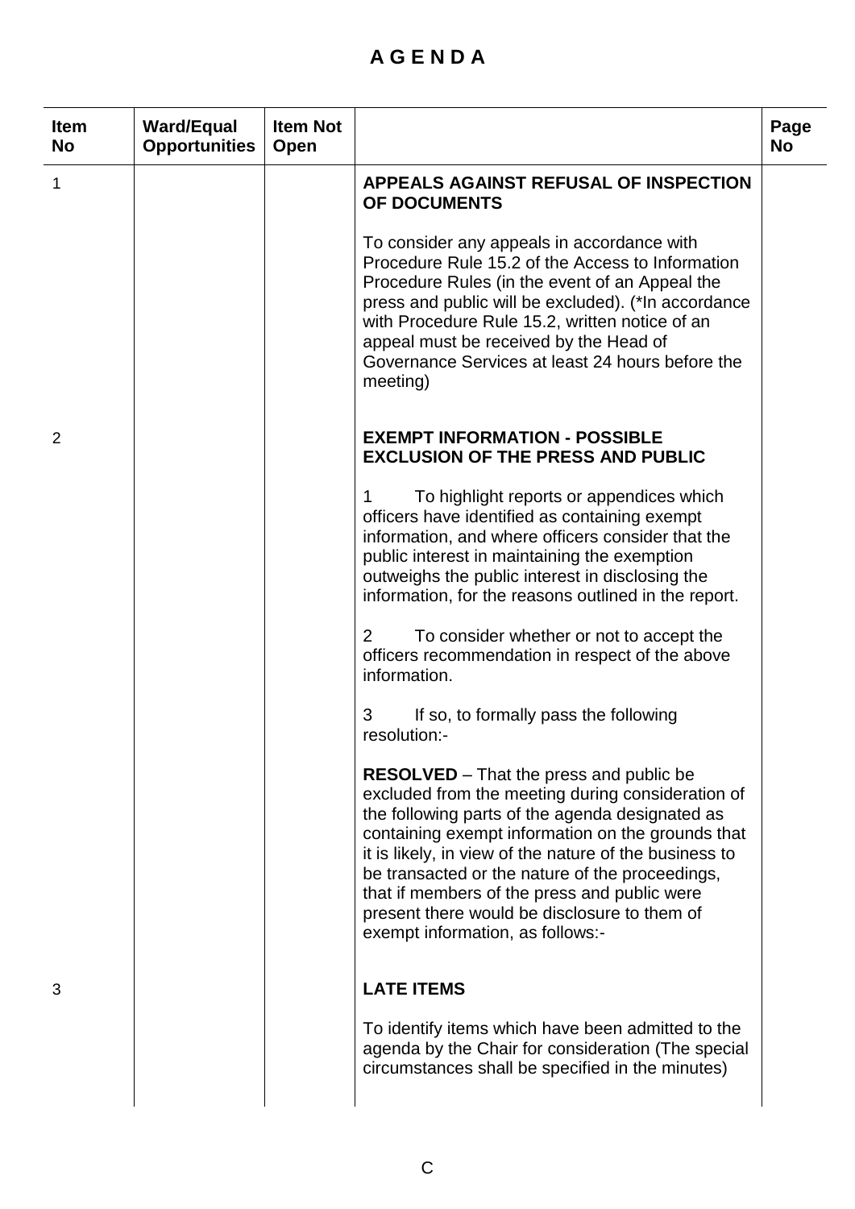# A G E N D A

| Item No | Ward/Equal Opportunities | Item Not Open | | Page No |
|---|---|---|---|---|
| 1 | | | **APPEALS AGAINST REFUSAL OF INSPECTION OF DOCUMENTS**<br><br>To consider any appeals in accordance with Procedure Rule 15.2 of the Access to Information Procedure Rules (in the event of an Appeal the press and public will be excluded). (*In accordance with Procedure Rule 15.2, written notice of an appeal must be received by the Head of Governance Services at least 24 hours before the meeting) | |
| 2 | | | **EXEMPT INFORMATION - POSSIBLE EXCLUSION OF THE PRESS AND PUBLIC**<br><br>1 To highlight reports or appendices which officers have identified as containing exempt information, and where officers consider that the public interest in maintaining the exemption outweighs the public interest in disclosing the information, for the reasons outlined in the report.<br><br>2 To consider whether or not to accept the officers recommendation in respect of the above information.<br><br>3 If so, to formally pass the following resolution:-<br><br>**RESOLVED** – That the press and public be excluded from the meeting during consideration of the following parts of the agenda designated as containing exempt information on the grounds that it is likely, in view of the nature of the business to be transacted or the nature of the proceedings, that if members of the press and public were present there would be disclosure to them of exempt information, as follows:- | |
| 3 | | | **LATE ITEMS**<br><br>To identify items which have been admitted to the agenda by the Chair for consideration (The special circumstances shall be specified in the minutes) | |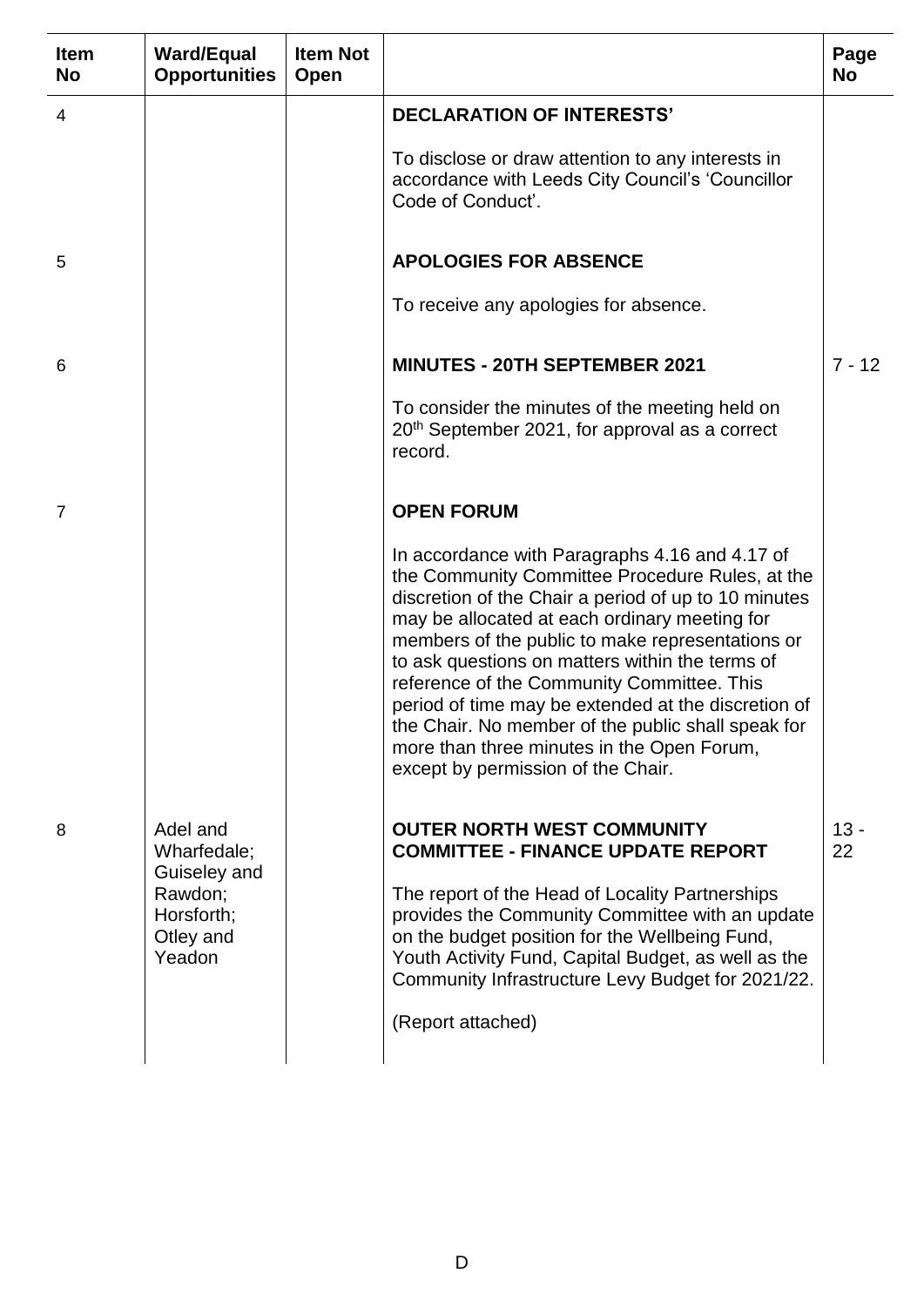| Item No | Ward/Equal Opportunities | Item Not Open | | Page No |
|---|---|---|---|---|
| 4 | | | **DECLARATION OF INTERESTS'**<br><br>To disclose or draw attention to any interests in accordance with Leeds City Council's 'Councillor Code of Conduct'. | |
| 5 | | | **APOLOGIES FOR ABSENCE**<br><br>To receive any apologies for absence. | |
| 6 | | | **MINUTES - 20TH SEPTEMBER 2021**<br><br>To consider the minutes of the meeting held on 20th September 2021, for approval as a correct record. | 7 - 12 |
| 7 | | | **OPEN FORUM**<br><br>In accordance with Paragraphs 4.16 and 4.17 of the Community Committee Procedure Rules, at the discretion of the Chair a period of up to 10 minutes may be allocated at each ordinary meeting for members of the public to make representations or to ask questions on matters within the terms of reference of the Community Committee. This period of time may be extended at the discretion of the Chair. No member of the public shall speak for more than three minutes in the Open Forum, except by permission of the Chair. | |
| 8 | Adel and Wharfedale; Guiseley and Rawdon; Horsforth; Otley and Yeadon | | **OUTER NORTH WEST COMMUNITY COMMITTEE - FINANCE UPDATE REPORT**<br><br>The report of the Head of Locality Partnerships provides the Community Committee with an update on the budget position for the Wellbeing Fund, Youth Activity Fund, Capital Budget, as well as the Community Infrastructure Levy Budget for 2021/22.<br><br>(Report attached) | 13 - 22 |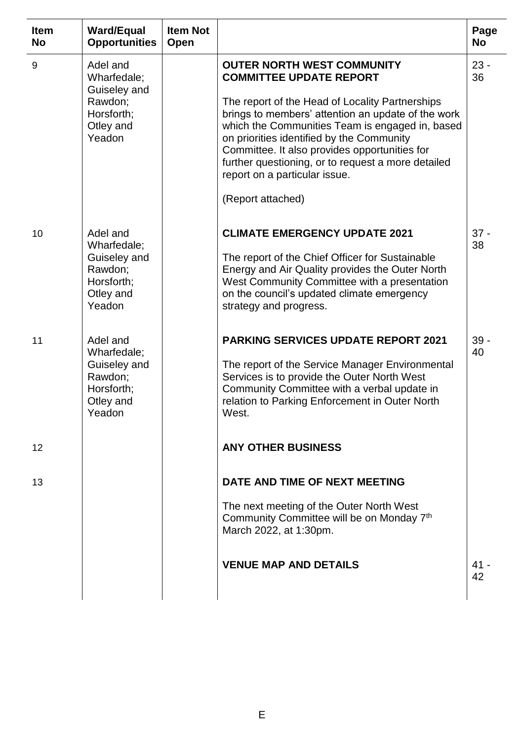| Item No | Ward/Equal Opportunities | Item Not Open | | Page No |
|---|---|---|---|---|
| 9 | Adel and Wharfedale; Guiseley and Rawdon; Horsforth; Otley and Yeadon | | **OUTER NORTH WEST COMMUNITY COMMITTEE UPDATE REPORT**<br><br>The report of the Head of Locality Partnerships brings to members' attention an update of the work which the Communities Team is engaged in, based on priorities identified by the Community Committee. It also provides opportunities for further questioning, or to request a more detailed report on a particular issue.<br><br>(Report attached) | 23 - 36 |
| 10 | Adel and Wharfedale; Guiseley and Rawdon; Horsforth; Otley and Yeadon | | **CLIMATE EMERGENCY UPDATE 2021**<br><br>The report of the Chief Officer for Sustainable Energy and Air Quality provides the Outer North West Community Committee with a presentation on the council's updated climate emergency strategy and progress. | 37 - 38 |
| 11 | Adel and Wharfedale; Guiseley and Rawdon; Horsforth; Otley and Yeadon | | **PARKING SERVICES UPDATE REPORT 2021**<br><br>The report of the Service Manager Environmental Services is to provide the Outer North West Community Committee with a verbal update in relation to Parking Enforcement in Outer North West. | 39 - 40 |
| 12 | | | **ANY OTHER BUSINESS** | |
| 13 | | | **DATE AND TIME OF NEXT MEETING**<br><br>The next meeting of the Outer North West Community Committee will be on Monday 7th March 2022, at 1:30pm. | |
| | | | **VENUE MAP AND DETAILS** | 41 - 42 |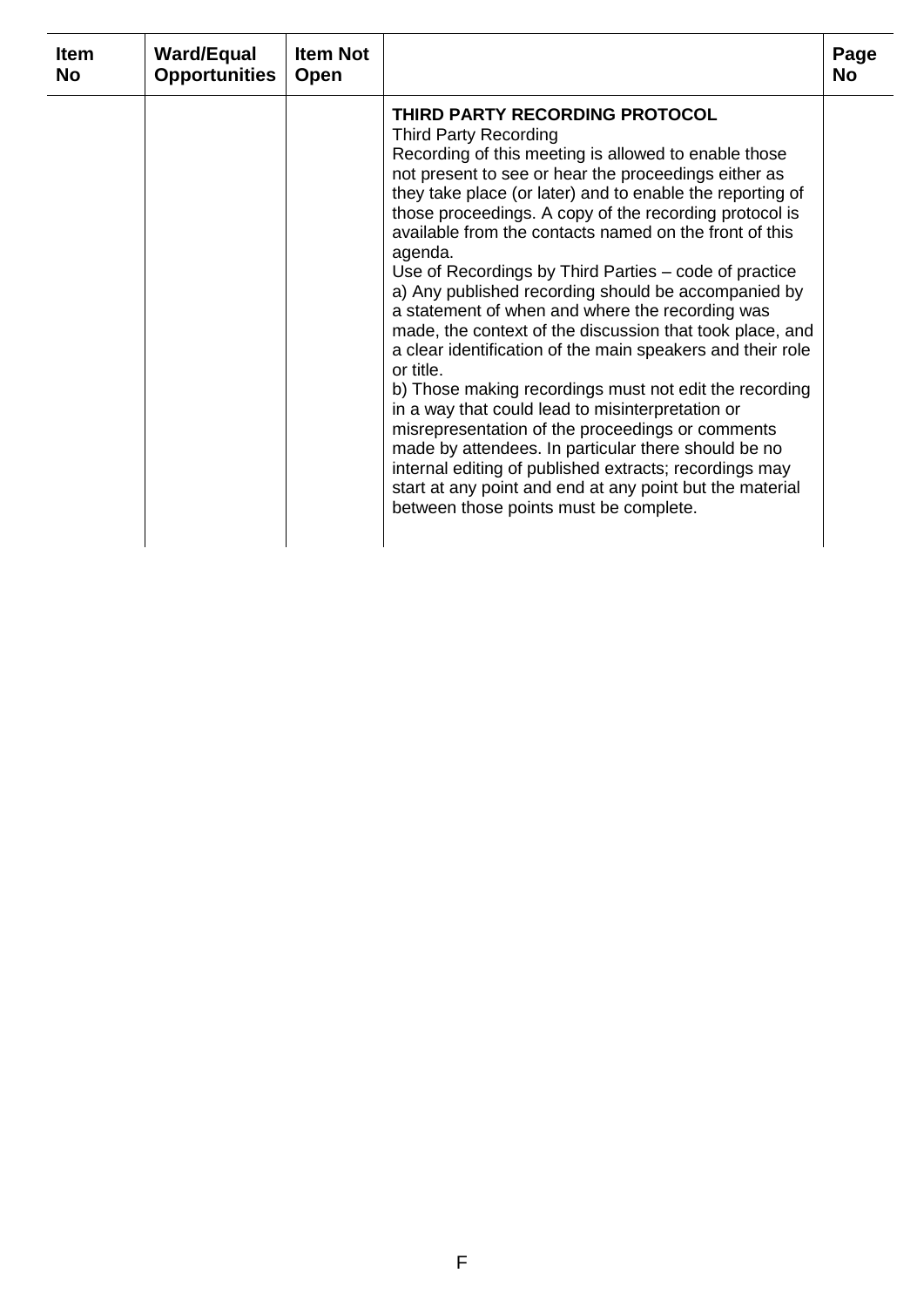| Item No | Ward/Equal Opportunities | Item Not Open | | Page No |
|---|---|---|---|---|
| | | | **THIRD PARTY RECORDING PROTOCOL**<br>Third Party Recording<br>Recording of this meeting is allowed to enable those not present to see or hear the proceedings either as they take place (or later) and to enable the reporting of those proceedings. A copy of the recording protocol is available from the contacts named on the front of this agenda.<br>Use of Recordings by Third Parties – code of practice<br>a) Any published recording should be accompanied by a statement of when and where the recording was made, the context of the discussion that took place, and a clear identification of the main speakers and their role or title.<br>b) Those making recordings must not edit the recording in a way that could lead to misinterpretation or misrepresentation of the proceedings or comments made by attendees. In particular there should be no internal editing of published extracts; recordings may start at any point and end at any point but the material between those points must be complete. | |